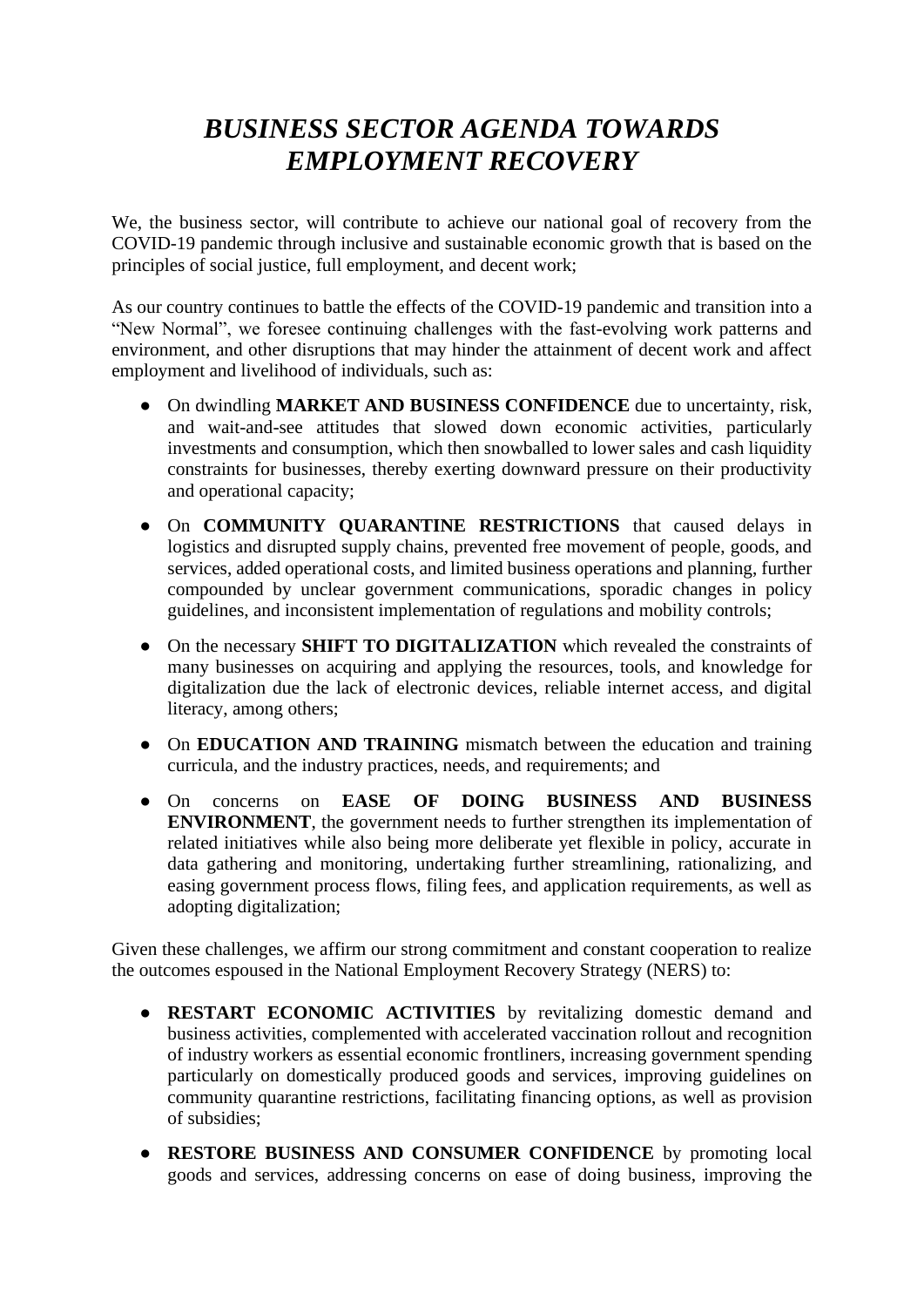# *BUSINESS SECTOR AGENDA TOWARDS EMPLOYMENT RECOVERY*

We, the business sector, will contribute to achieve our national goal of recovery from the COVID-19 pandemic through inclusive and sustainable economic growth that is based on the principles of social justice, full employment, and decent work;

As our country continues to battle the effects of the COVID-19 pandemic and transition into a "New Normal", we foresee continuing challenges with the fast-evolving work patterns and environment, and other disruptions that may hinder the attainment of decent work and affect employment and livelihood of individuals, such as:

- On dwindling **MARKET AND BUSINESS CONFIDENCE** due to uncertainty, risk, and wait-and-see attitudes that slowed down economic activities, particularly investments and consumption, which then snowballed to lower sales and cash liquidity constraints for businesses, thereby exerting downward pressure on their productivity and operational capacity;
- On **COMMUNITY QUARANTINE RESTRICTIONS** that caused delays in logistics and disrupted supply chains, prevented free movement of people, goods, and services, added operational costs, and limited business operations and planning, further compounded by unclear government communications, sporadic changes in policy guidelines, and inconsistent implementation of regulations and mobility controls;
- On the necessary **SHIFT TO DIGITALIZATION** which revealed the constraints of many businesses on acquiring and applying the resources, tools, and knowledge for digitalization due the lack of electronic devices, reliable internet access, and digital literacy, among others;
- On **EDUCATION AND TRAINING** mismatch between the education and training curricula, and the industry practices, needs, and requirements; and
- On concerns on **EASE OF DOING BUSINESS AND BUSINESS ENVIRONMENT**, the government needs to further strengthen its implementation of related initiatives while also being more deliberate yet flexible in policy, accurate in data gathering and monitoring, undertaking further streamlining, rationalizing, and easing government process flows, filing fees, and application requirements, as well as adopting digitalization;

Given these challenges, we affirm our strong commitment and constant cooperation to realize the outcomes espoused in the National Employment Recovery Strategy (NERS) to:

- **RESTART ECONOMIC ACTIVITIES** by revitalizing domestic demand and business activities, complemented with accelerated vaccination rollout and recognition of industry workers as essential economic frontliners, increasing government spending particularly on domestically produced goods and services, improving guidelines on community quarantine restrictions, facilitating financing options, as well as provision of subsidies;
- **RESTORE BUSINESS AND CONSUMER CONFIDENCE** by promoting local goods and services, addressing concerns on ease of doing business, improving the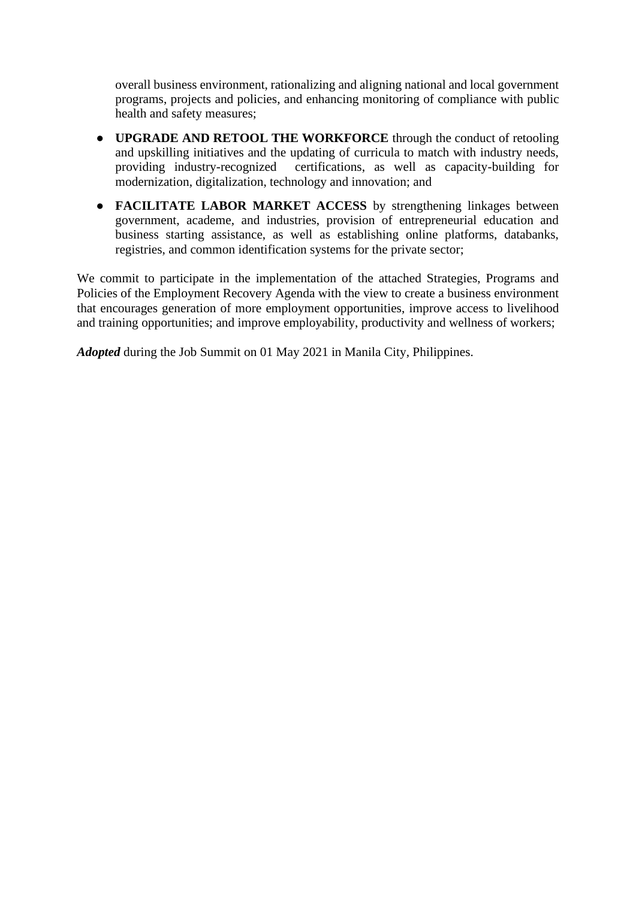overall business environment, rationalizing and aligning national and local government programs, projects and policies, and enhancing monitoring of compliance with public health and safety measures;

- **UPGRADE AND RETOOL THE WORKFORCE** through the conduct of retooling and upskilling initiatives and the updating of curricula to match with industry needs, providing industry-recognized certifications, as well as capacity-building for modernization, digitalization, technology and innovation; and
- **FACILITATE LABOR MARKET ACCESS** by strengthening linkages between government, academe, and industries, provision of entrepreneurial education and business starting assistance, as well as establishing online platforms, databanks, registries, and common identification systems for the private sector;

We commit to participate in the implementation of the attached Strategies, Programs and Policies of the Employment Recovery Agenda with the view to create a business environment that encourages generation of more employment opportunities, improve access to livelihood and training opportunities; and improve employability, productivity and wellness of workers;

***Adopted*** during the Job Summit on 01 May 2021 in Manila City, Philippines.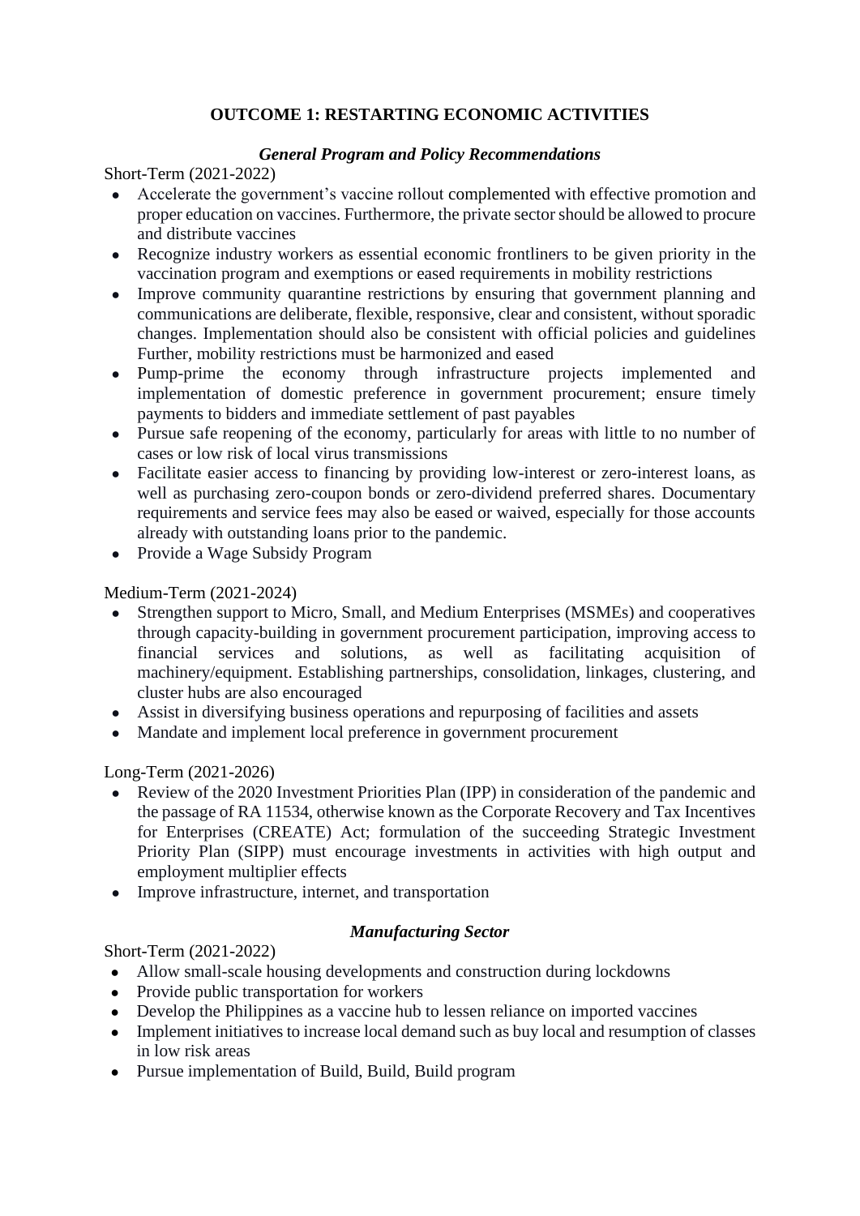## OUTCOME 1: RESTARTING ECONOMIC ACTIVITIES

### *General Program and Policy Recommendations*

Short-Term (2021-2022)

- Accelerate the government's vaccine rollout complemented with effective promotion and proper education on vaccines. Furthermore, the private sector should be allowed to procure and distribute vaccines
- Recognize industry workers as essential economic frontliners to be given priority in the vaccination program and exemptions or eased requirements in mobility restrictions
- Improve community quarantine restrictions by ensuring that government planning and communications are deliberate, flexible, responsive, clear and consistent, without sporadic changes. Implementation should also be consistent with official policies and guidelines Further, mobility restrictions must be harmonized and eased
- Pump-prime the economy through infrastructure projects implemented and implementation of domestic preference in government procurement; ensure timely payments to bidders and immediate settlement of past payables
- Pursue safe reopening of the economy, particularly for areas with little to no number of cases or low risk of local virus transmissions
- Facilitate easier access to financing by providing low-interest or zero-interest loans, as well as purchasing zero-coupon bonds or zero-dividend preferred shares. Documentary requirements and service fees may also be eased or waived, especially for those accounts already with outstanding loans prior to the pandemic.
- Provide a Wage Subsidy Program

Medium-Term (2021-2024)

- Strengthen support to Micro, Small, and Medium Enterprises (MSMEs) and cooperatives through capacity-building in government procurement participation, improving access to financial services and solutions, as well as facilitating acquisition of machinery/equipment. Establishing partnerships, consolidation, linkages, clustering, and cluster hubs are also encouraged
- Assist in diversifying business operations and repurposing of facilities and assets
- Mandate and implement local preference in government procurement

Long-Term (2021-2026)

- Review of the 2020 Investment Priorities Plan (IPP) in consideration of the pandemic and the passage of RA 11534, otherwise known as the Corporate Recovery and Tax Incentives for Enterprises (CREATE) Act; formulation of the succeeding Strategic Investment Priority Plan (SIPP) must encourage investments in activities with high output and employment multiplier effects
- Improve infrastructure, internet, and transportation

### *Manufacturing Sector*

Short-Term (2021-2022)

- Allow small-scale housing developments and construction during lockdowns
- Provide public transportation for workers
- Develop the Philippines as a vaccine hub to lessen reliance on imported vaccines
- Implement initiatives to increase local demand such as buy local and resumption of classes in low risk areas
- Pursue implementation of Build, Build, Build program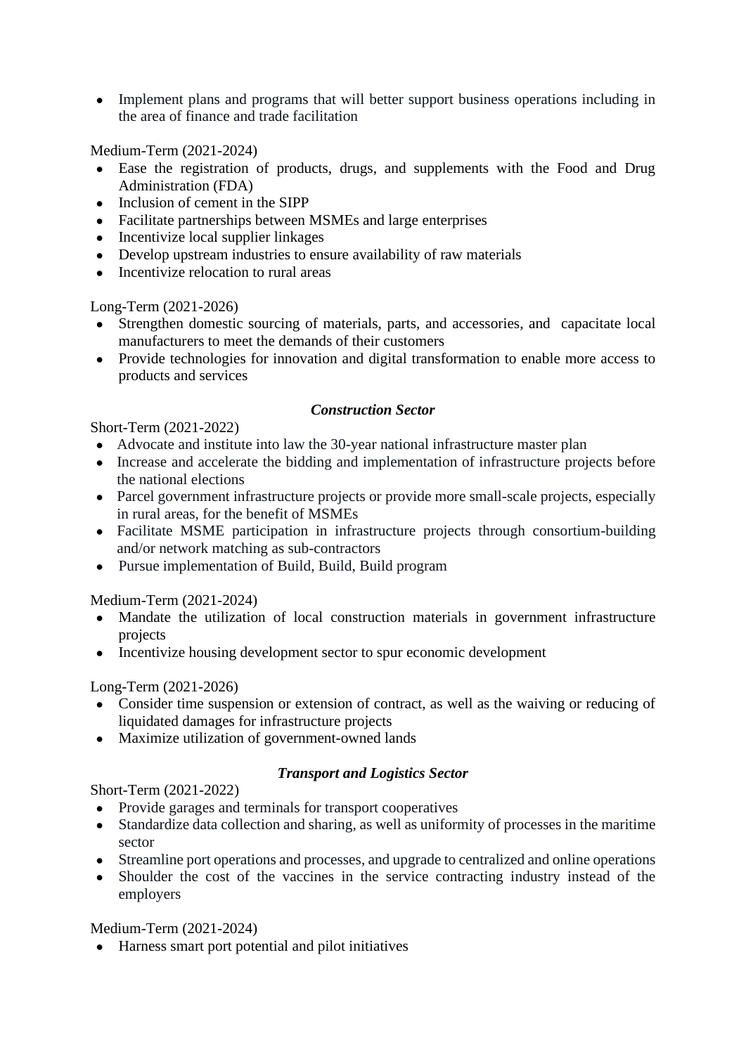- Implement plans and programs that will better support business operations including in the area of finance and trade facilitation

Medium-Term (2021-2024)

- Ease the registration of products, drugs, and supplements with the Food and Drug Administration (FDA)
- Inclusion of cement in the SIPP
- Facilitate partnerships between MSMEs and large enterprises
- Incentivize local supplier linkages
- Develop upstream industries to ensure availability of raw materials
- Incentivize relocation to rural areas

Long-Term (2021-2026)

- Strengthen domestic sourcing of materials, parts, and accessories, and capacitate local manufacturers to meet the demands of their customers
- Provide technologies for innovation and digital transformation to enable more access to products and services

### *Construction Sector*

Short-Term (2021-2022)

- Advocate and institute into law the 30-year national infrastructure master plan
- Increase and accelerate the bidding and implementation of infrastructure projects before the national elections
- Parcel government infrastructure projects or provide more small-scale projects, especially in rural areas, for the benefit of MSMEs
- Facilitate MSME participation in infrastructure projects through consortium-building and/or network matching as sub-contractors
- Pursue implementation of Build, Build, Build program

Medium-Term (2021-2024)

- Mandate the utilization of local construction materials in government infrastructure projects
- Incentivize housing development sector to spur economic development

Long-Term (2021-2026)

- Consider time suspension or extension of contract, as well as the waiving or reducing of liquidated damages for infrastructure projects
- Maximize utilization of government-owned lands

### *Transport and Logistics Sector*

Short-Term (2021-2022)

- Provide garages and terminals for transport cooperatives
- Standardize data collection and sharing, as well as uniformity of processes in the maritime sector
- Streamline port operations and processes, and upgrade to centralized and online operations
- Shoulder the cost of the vaccines in the service contracting industry instead of the employers

Medium-Term (2021-2024)

- Harness smart port potential and pilot initiatives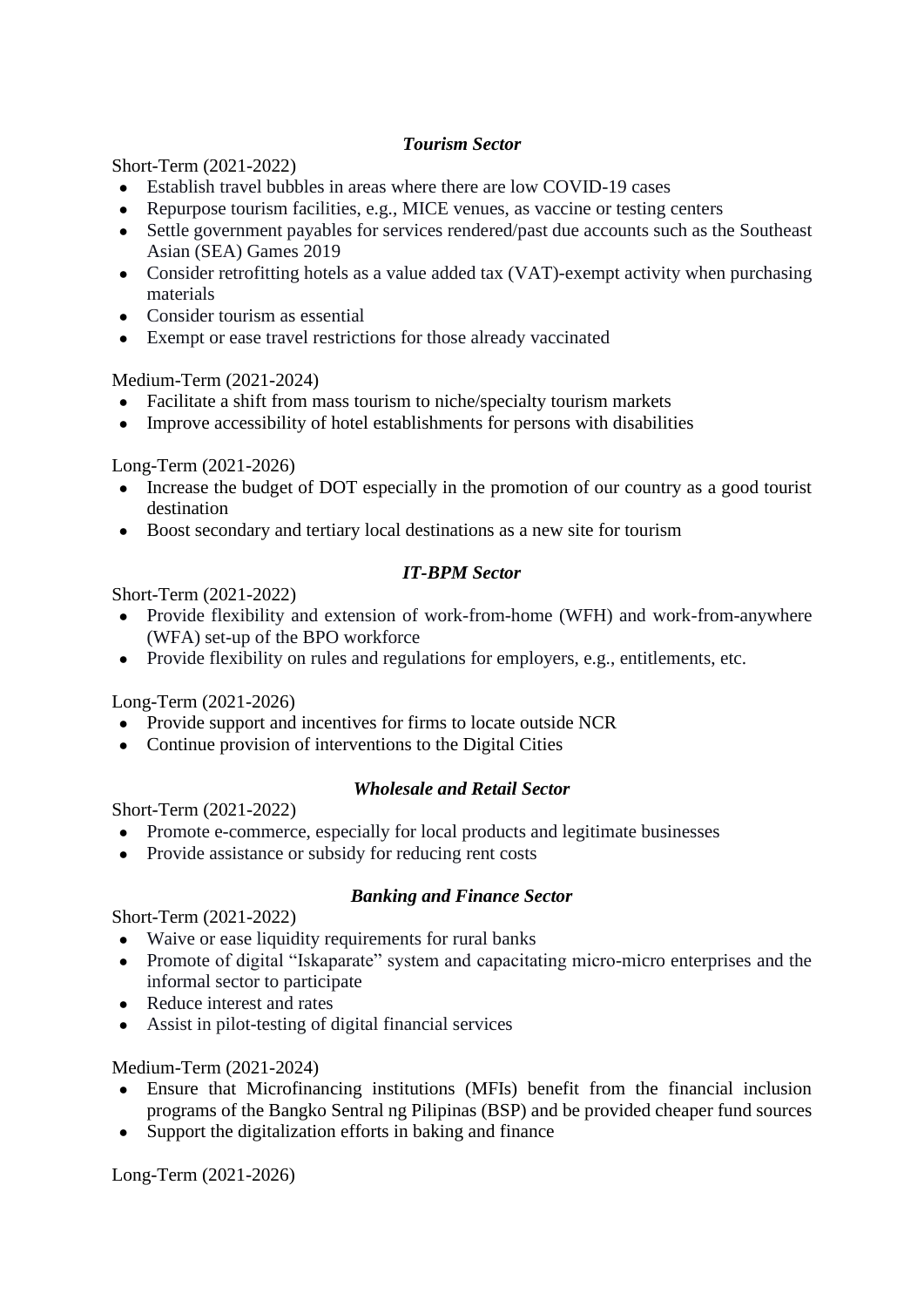***Tourism Sector***

Short-Term (2021-2022)

- Establish travel bubbles in areas where there are low COVID-19 cases
- Repurpose tourism facilities, e.g., MICE venues, as vaccine or testing centers
- Settle government payables for services rendered/past due accounts such as the Southeast Asian (SEA) Games 2019
- Consider retrofitting hotels as a value added tax (VAT)-exempt activity when purchasing materials
- Consider tourism as essential
- Exempt or ease travel restrictions for those already vaccinated

Medium-Term (2021-2024)

- Facilitate a shift from mass tourism to niche/specialty tourism markets
- Improve accessibility of hotel establishments for persons with disabilities

Long-Term (2021-2026)

- Increase the budget of DOT especially in the promotion of our country as a good tourist destination
- Boost secondary and tertiary local destinations as a new site for tourism

***IT-BPM Sector***

Short-Term (2021-2022)

- Provide flexibility and extension of work-from-home (WFH) and work-from-anywhere (WFA) set-up of the BPO workforce
- Provide flexibility on rules and regulations for employers, e.g., entitlements, etc.

Long-Term (2021-2026)

- Provide support and incentives for firms to locate outside NCR
- Continue provision of interventions to the Digital Cities

***Wholesale and Retail Sector***

Short-Term (2021-2022)

- Promote e-commerce, especially for local products and legitimate businesses
- Provide assistance or subsidy for reducing rent costs

***Banking and Finance Sector***

Short-Term (2021-2022)

- Waive or ease liquidity requirements for rural banks
- Promote of digital "Iskaparate" system and capacitating micro-micro enterprises and the informal sector to participate
- Reduce interest and rates
- Assist in pilot-testing of digital financial services

Medium-Term (2021-2024)

- Ensure that Microfinancing institutions (MFIs) benefit from the financial inclusion programs of the Bangko Sentral ng Pilipinas (BSP) and be provided cheaper fund sources
- Support the digitalization efforts in baking and finance

Long-Term (2021-2026)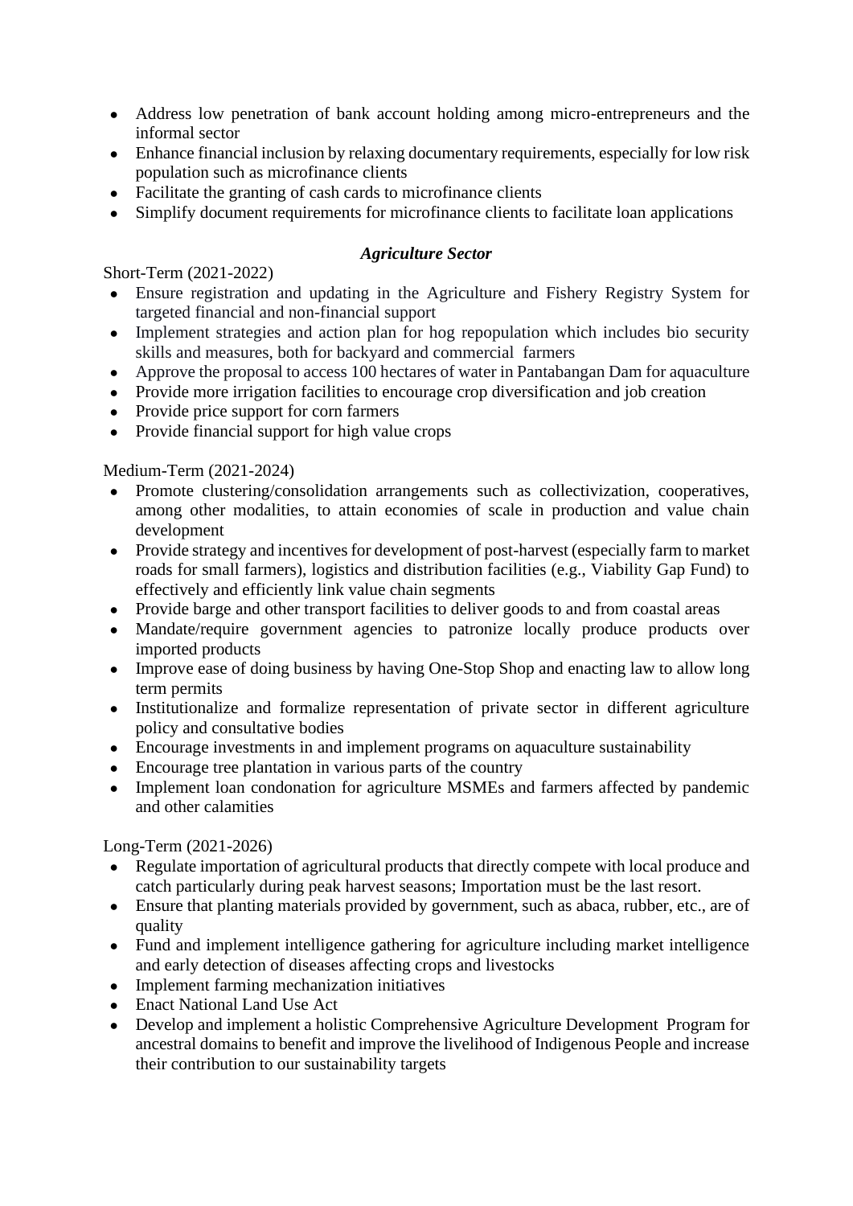- Address low penetration of bank account holding among micro-entrepreneurs and the informal sector
- Enhance financial inclusion by relaxing documentary requirements, especially for low risk population such as microfinance clients
- Facilitate the granting of cash cards to microfinance clients
- Simplify document requirements for microfinance clients to facilitate loan applications

### *Agriculture Sector*

Short-Term (2021-2022)

- Ensure registration and updating in the Agriculture and Fishery Registry System for targeted financial and non-financial support
- Implement strategies and action plan for hog repopulation which includes bio security skills and measures, both for backyard and commercial farmers
- Approve the proposal to access 100 hectares of water in Pantabangan Dam for aquaculture
- Provide more irrigation facilities to encourage crop diversification and job creation
- Provide price support for corn farmers
- Provide financial support for high value crops

Medium-Term (2021-2024)

- Promote clustering/consolidation arrangements such as collectivization, cooperatives, among other modalities, to attain economies of scale in production and value chain development
- Provide strategy and incentives for development of post-harvest (especially farm to market roads for small farmers), logistics and distribution facilities (e.g., Viability Gap Fund) to effectively and efficiently link value chain segments
- Provide barge and other transport facilities to deliver goods to and from coastal areas
- Mandate/require government agencies to patronize locally produce products over imported products
- Improve ease of doing business by having One-Stop Shop and enacting law to allow long term permits
- Institutionalize and formalize representation of private sector in different agriculture policy and consultative bodies
- Encourage investments in and implement programs on aquaculture sustainability
- Encourage tree plantation in various parts of the country
- Implement loan condonation for agriculture MSMEs and farmers affected by pandemic and other calamities

Long-Term (2021-2026)

- Regulate importation of agricultural products that directly compete with local produce and catch particularly during peak harvest seasons; Importation must be the last resort.
- Ensure that planting materials provided by government, such as abaca, rubber, etc., are of quality
- Fund and implement intelligence gathering for agriculture including market intelligence and early detection of diseases affecting crops and livestocks
- Implement farming mechanization initiatives
- Enact National Land Use Act
- Develop and implement a holistic Comprehensive Agriculture Development Program for ancestral domains to benefit and improve the livelihood of Indigenous People and increase their contribution to our sustainability targets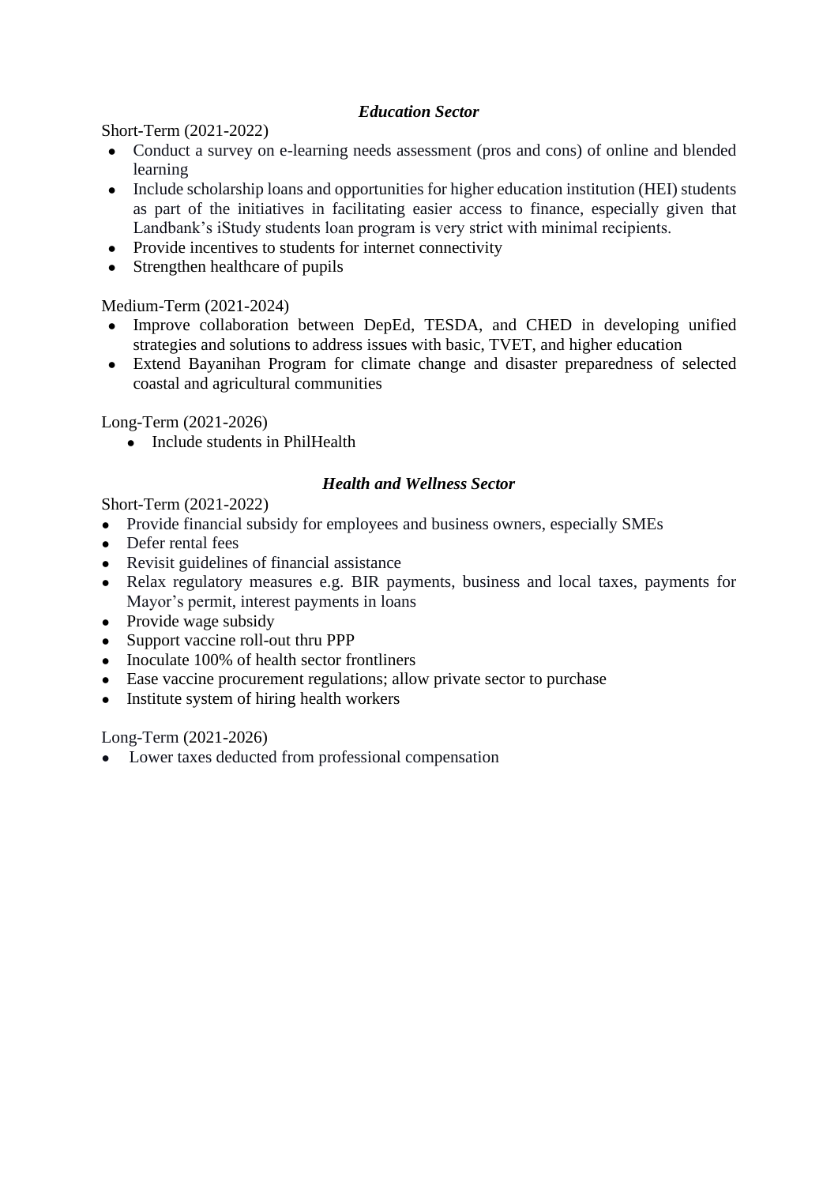### *Education Sector*

Short-Term (2021-2022)

- Conduct a survey on e-learning needs assessment (pros and cons) of online and blended learning
- Include scholarship loans and opportunities for higher education institution (HEI) students as part of the initiatives in facilitating easier access to finance, especially given that Landbank's iStudy students loan program is very strict with minimal recipients.
- Provide incentives to students for internet connectivity
- Strengthen healthcare of pupils

Medium-Term (2021-2024)

- Improve collaboration between DepEd, TESDA, and CHED in developing unified strategies and solutions to address issues with basic, TVET, and higher education
- Extend Bayanihan Program for climate change and disaster preparedness of selected coastal and agricultural communities

Long-Term (2021-2026)

- Include students in PhilHealth

### *Health and Wellness Sector*

Short-Term (2021-2022)

- Provide financial subsidy for employees and business owners, especially SMEs
- Defer rental fees
- Revisit guidelines of financial assistance
- Relax regulatory measures e.g. BIR payments, business and local taxes, payments for Mayor's permit, interest payments in loans
- Provide wage subsidy
- Support vaccine roll-out thru PPP
- Inoculate 100% of health sector frontliners
- Ease vaccine procurement regulations; allow private sector to purchase
- Institute system of hiring health workers

Long-Term (2021-2026)

- Lower taxes deducted from professional compensation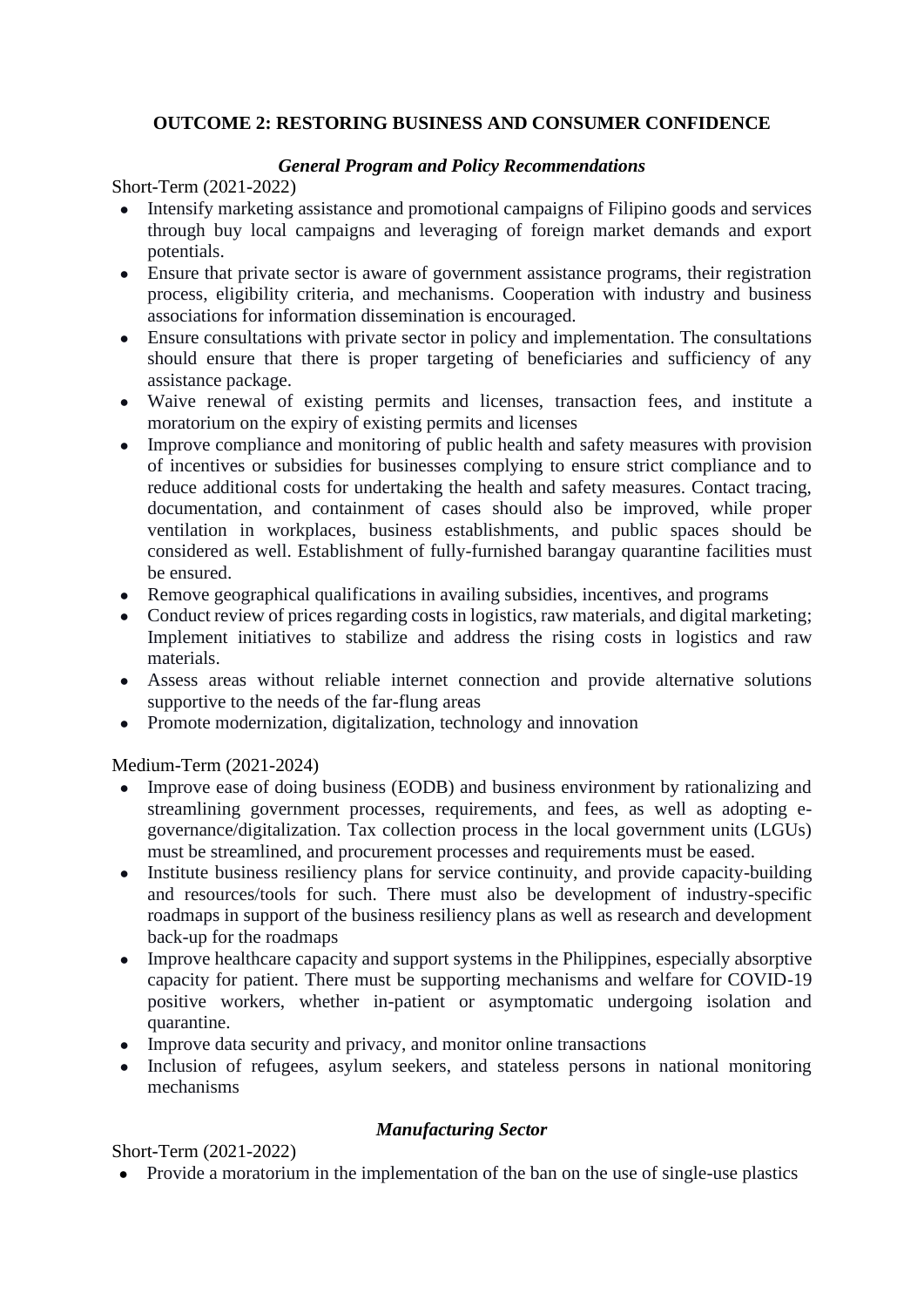## OUTCOME 2: RESTORING BUSINESS AND CONSUMER CONFIDENCE

### *General Program and Policy Recommendations*

Short-Term (2021-2022)

- Intensify marketing assistance and promotional campaigns of Filipino goods and services through buy local campaigns and leveraging of foreign market demands and export potentials.
- Ensure that private sector is aware of government assistance programs, their registration process, eligibility criteria, and mechanisms. Cooperation with industry and business associations for information dissemination is encouraged.
- Ensure consultations with private sector in policy and implementation. The consultations should ensure that there is proper targeting of beneficiaries and sufficiency of any assistance package.
- Waive renewal of existing permits and licenses, transaction fees, and institute a moratorium on the expiry of existing permits and licenses
- Improve compliance and monitoring of public health and safety measures with provision of incentives or subsidies for businesses complying to ensure strict compliance and to reduce additional costs for undertaking the health and safety measures. Contact tracing, documentation, and containment of cases should also be improved, while proper ventilation in workplaces, business establishments, and public spaces should be considered as well. Establishment of fully-furnished barangay quarantine facilities must be ensured.
- Remove geographical qualifications in availing subsidies, incentives, and programs
- Conduct review of prices regarding costs in logistics, raw materials, and digital marketing; Implement initiatives to stabilize and address the rising costs in logistics and raw materials.
- Assess areas without reliable internet connection and provide alternative solutions supportive to the needs of the far-flung areas
- Promote modernization, digitalization, technology and innovation

Medium-Term (2021-2024)

- Improve ease of doing business (EODB) and business environment by rationalizing and streamlining government processes, requirements, and fees, as well as adopting e-governance/digitalization. Tax collection process in the local government units (LGUs) must be streamlined, and procurement processes and requirements must be eased.
- Institute business resiliency plans for service continuity, and provide capacity-building and resources/tools for such. There must also be development of industry-specific roadmaps in support of the business resiliency plans as well as research and development back-up for the roadmaps
- Improve healthcare capacity and support systems in the Philippines, especially absorptive capacity for patient. There must be supporting mechanisms and welfare for COVID-19 positive workers, whether in-patient or asymptomatic undergoing isolation and quarantine.
- Improve data security and privacy, and monitor online transactions
- Inclusion of refugees, asylum seekers, and stateless persons in national monitoring mechanisms

### *Manufacturing Sector*

Short-Term (2021-2022)

- Provide a moratorium in the implementation of the ban on the use of single-use plastics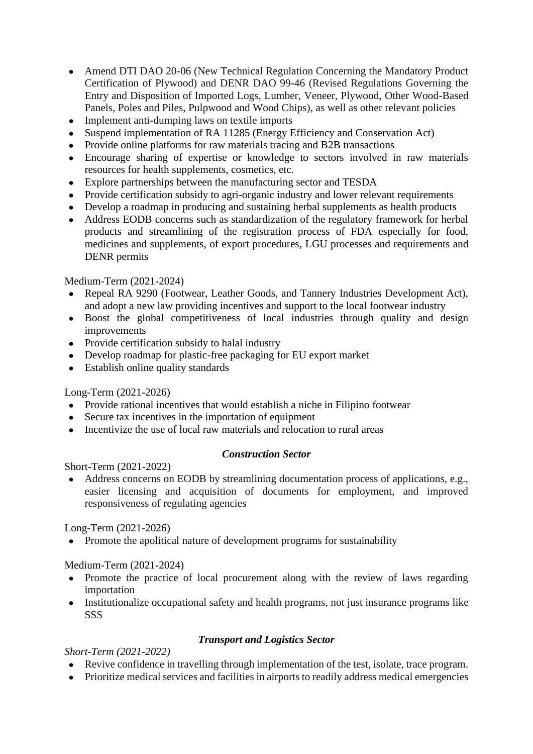- Amend DTI DAO 20-06 (New Technical Regulation Concerning the Mandatory Product Certification of Plywood) and DENR DAO 99-46 (Revised Regulations Governing the Entry and Disposition of Imported Logs, Lumber, Veneer, Plywood, Other Wood-Based Panels, Poles and Piles, Pulpwood and Wood Chips), as well as other relevant policies
- Implement anti-dumping laws on textile imports
- Suspend implementation of RA 11285 (Energy Efficiency and Conservation Act)
- Provide online platforms for raw materials tracing and B2B transactions
- Encourage sharing of expertise or knowledge to sectors involved in raw materials resources for health supplements, cosmetics, etc.
- Explore partnerships between the manufacturing sector and TESDA
- Provide certification subsidy to agri-organic industry and lower relevant requirements
- Develop a roadmap in producing and sustaining herbal supplements as health products
- Address EODB concerns such as standardization of the regulatory framework for herbal products and streamlining of the registration process of FDA especially for food, medicines and supplements, of export procedures, LGU processes and requirements and DENR permits

Medium-Term (2021-2024)

- Repeal RA 9290 (Footwear, Leather Goods, and Tannery Industries Development Act), and adopt a new law providing incentives and support to the local footwear industry
- Boost the global competitiveness of local industries through quality and design improvements
- Provide certification subsidy to halal industry
- Develop roadmap for plastic-free packaging for EU export market
- Establish online quality standards

Long-Term (2021-2026)

- Provide rational incentives that would establish a niche in Filipino footwear
- Secure tax incentives in the importation of equipment
- Incentivize the use of local raw materials and relocation to rural areas

### *Construction Sector*

Short-Term (2021-2022)

- Address concerns on EODB by streamlining documentation process of applications, e.g., easier licensing and acquisition of documents for employment, and improved responsiveness of regulating agencies

Long-Term (2021-2026)

- Promote the apolitical nature of development programs for sustainability

Medium-Term (2021-2024)

- Promote the practice of local procurement along with the review of laws regarding importation
- Institutionalize occupational safety and health programs, not just insurance programs like SSS

### *Transport and Logistics Sector*

*Short-Term (2021-2022)*

- Revive confidence in travelling through implementation of the test, isolate, trace program.
- Prioritize medical services and facilities in airports to readily address medical emergencies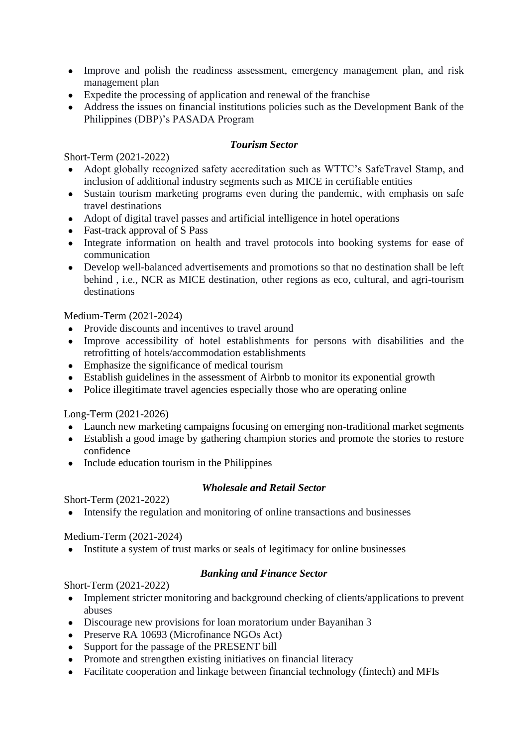- Improve and polish the readiness assessment, emergency management plan, and risk management plan
- Expedite the processing of application and renewal of the franchise
- Address the issues on financial institutions policies such as the Development Bank of the Philippines (DBP)'s PASADA Program

### *Tourism Sector*

Short-Term (2021-2022)

- Adopt globally recognized safety accreditation such as WTTC's SafeTravel Stamp, and inclusion of additional industry segments such as MICE in certifiable entities
- Sustain tourism marketing programs even during the pandemic, with emphasis on safe travel destinations
- Adopt of digital travel passes and artificial intelligence in hotel operations
- Fast-track approval of S Pass
- Integrate information on health and travel protocols into booking systems for ease of communication
- Develop well-balanced advertisements and promotions so that no destination shall be left behind , i.e., NCR as MICE destination, other regions as eco, cultural, and agri-tourism destinations

Medium-Term (2021-2024)

- Provide discounts and incentives to travel around
- Improve accessibility of hotel establishments for persons with disabilities and the retrofitting of hotels/accommodation establishments
- Emphasize the significance of medical tourism
- Establish guidelines in the assessment of Airbnb to monitor its exponential growth
- Police illegitimate travel agencies especially those who are operating online

Long-Term (2021-2026)

- Launch new marketing campaigns focusing on emerging non-traditional market segments
- Establish a good image by gathering champion stories and promote the stories to restore confidence
- Include education tourism in the Philippines

### *Wholesale and Retail Sector*

Short-Term (2021-2022)

- Intensify the regulation and monitoring of online transactions and businesses

Medium-Term (2021-2024)

- Institute a system of trust marks or seals of legitimacy for online businesses

### *Banking and Finance Sector*

Short-Term (2021-2022)

- Implement stricter monitoring and background checking of clients/applications to prevent abuses
- Discourage new provisions for loan moratorium under Bayanihan 3
- Preserve RA 10693 (Microfinance NGOs Act)
- Support for the passage of the PRESENT bill
- Promote and strengthen existing initiatives on financial literacy
- Facilitate cooperation and linkage between financial technology (fintech) and MFIs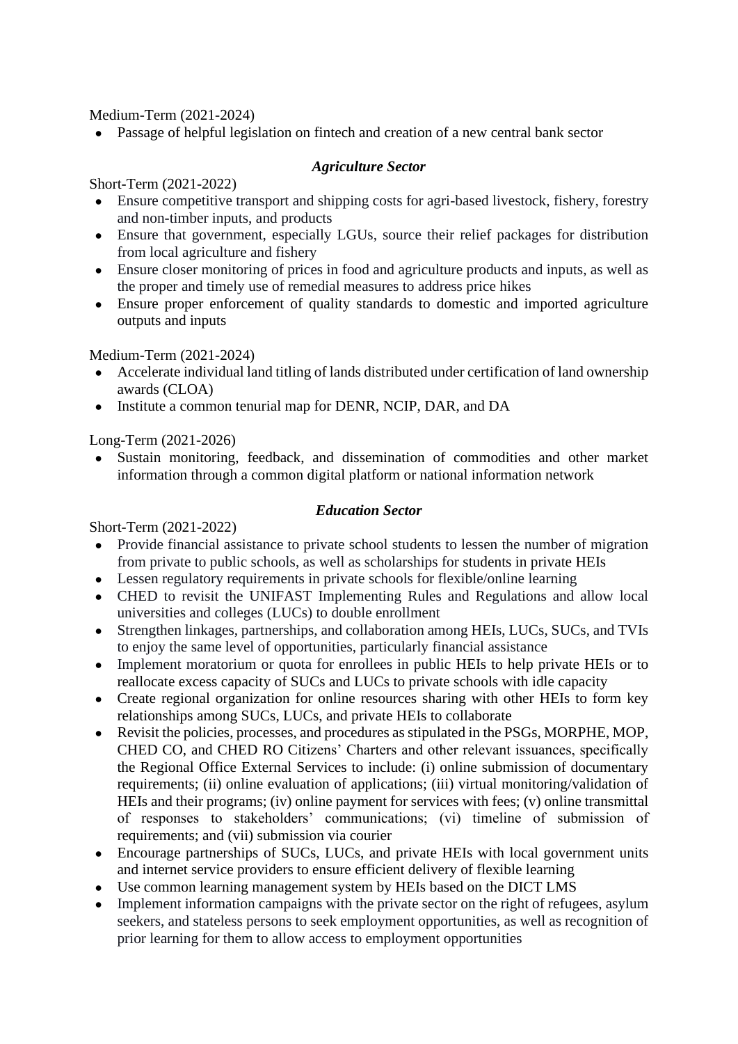Medium-Term (2021-2024)

- Passage of helpful legislation on fintech and creation of a new central bank sector

### *Agriculture Sector*

Short-Term (2021-2022)

- Ensure competitive transport and shipping costs for agri-based livestock, fishery, forestry and non-timber inputs, and products
- Ensure that government, especially LGUs, source their relief packages for distribution from local agriculture and fishery
- Ensure closer monitoring of prices in food and agriculture products and inputs, as well as the proper and timely use of remedial measures to address price hikes
- Ensure proper enforcement of quality standards to domestic and imported agriculture outputs and inputs

Medium-Term (2021-2024)

- Accelerate individual land titling of lands distributed under certification of land ownership awards (CLOA)
- Institute a common tenurial map for DENR, NCIP, DAR, and DA

Long-Term (2021-2026)

- Sustain monitoring, feedback, and dissemination of commodities and other market information through a common digital platform or national information network

### *Education Sector*

Short-Term (2021-2022)

- Provide financial assistance to private school students to lessen the number of migration from private to public schools, as well as scholarships for students in private HEIs
- Lessen regulatory requirements in private schools for flexible/online learning
- CHED to revisit the UNIFAST Implementing Rules and Regulations and allow local universities and colleges (LUCs) to double enrollment
- Strengthen linkages, partnerships, and collaboration among HEIs, LUCs, SUCs, and TVIs to enjoy the same level of opportunities, particularly financial assistance
- Implement moratorium or quota for enrollees in public HEIs to help private HEIs or to reallocate excess capacity of SUCs and LUCs to private schools with idle capacity
- Create regional organization for online resources sharing with other HEIs to form key relationships among SUCs, LUCs, and private HEIs to collaborate
- Revisit the policies, processes, and procedures as stipulated in the PSGs, MORPHE, MOP, CHED CO, and CHED RO Citizens' Charters and other relevant issuances, specifically the Regional Office External Services to include: (i) online submission of documentary requirements; (ii) online evaluation of applications; (iii) virtual monitoring/validation of HEIs and their programs; (iv) online payment for services with fees; (v) online transmittal of responses to stakeholders' communications; (vi) timeline of submission of requirements; and (vii) submission via courier
- Encourage partnerships of SUCs, LUCs, and private HEIs with local government units and internet service providers to ensure efficient delivery of flexible learning
- Use common learning management system by HEIs based on the DICT LMS
- Implement information campaigns with the private sector on the right of refugees, asylum seekers, and stateless persons to seek employment opportunities, as well as recognition of prior learning for them to allow access to employment opportunities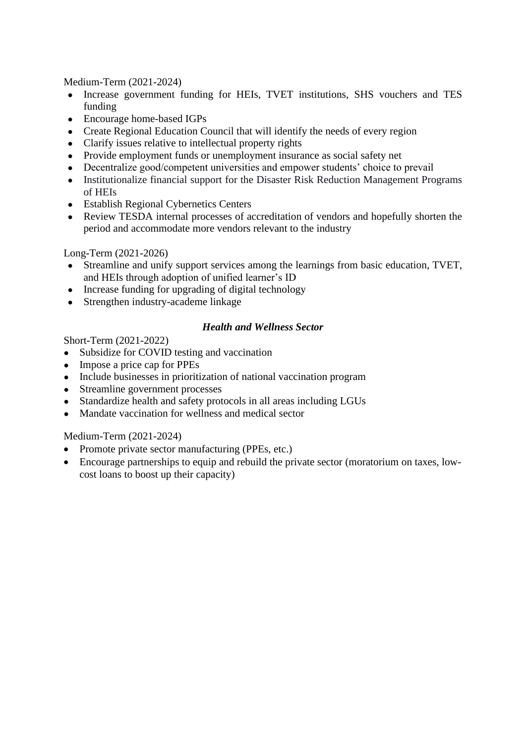Medium-Term (2021-2024)

- Increase government funding for HEIs, TVET institutions, SHS vouchers and TES funding
- Encourage home-based IGPs
- Create Regional Education Council that will identify the needs of every region
- Clarify issues relative to intellectual property rights
- Provide employment funds or unemployment insurance as social safety net
- Decentralize good/competent universities and empower students' choice to prevail
- Institutionalize financial support for the Disaster Risk Reduction Management Programs of HEIs
- Establish Regional Cybernetics Centers
- Review TESDA internal processes of accreditation of vendors and hopefully shorten the period and accommodate more vendors relevant to the industry

Long-Term (2021-2026)

- Streamline and unify support services among the learnings from basic education, TVET, and HEIs through adoption of unified learner's ID
- Increase funding for upgrading of digital technology
- Strengthen industry-academe linkage

***Health and Wellness Sector***

Short-Term (2021-2022)

- Subsidize for COVID testing and vaccination
- Impose a price cap for PPEs
- Include businesses in prioritization of national vaccination program
- Streamline government processes
- Standardize health and safety protocols in all areas including LGUs
- Mandate vaccination for wellness and medical sector

Medium-Term (2021-2024)

- Promote private sector manufacturing (PPEs, etc.)
- Encourage partnerships to equip and rebuild the private sector (moratorium on taxes, low-cost loans to boost up their capacity)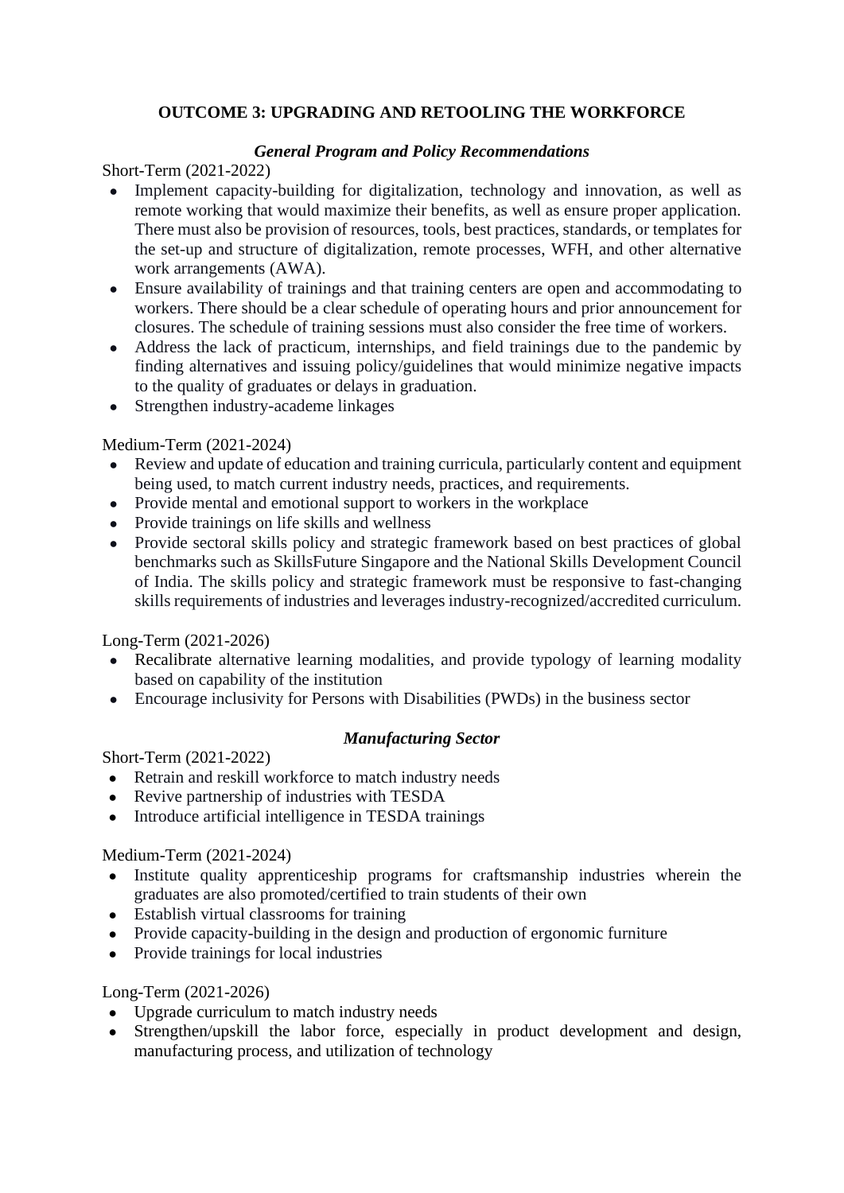## OUTCOME 3: UPGRADING AND RETOOLING THE WORKFORCE

### *General Program and Policy Recommendations*

Short-Term (2021-2022)

- Implement capacity-building for digitalization, technology and innovation, as well as remote working that would maximize their benefits, as well as ensure proper application. There must also be provision of resources, tools, best practices, standards, or templates for the set-up and structure of digitalization, remote processes, WFH, and other alternative work arrangements (AWA).
- Ensure availability of trainings and that training centers are open and accommodating to workers. There should be a clear schedule of operating hours and prior announcement for closures. The schedule of training sessions must also consider the free time of workers.
- Address the lack of practicum, internships, and field trainings due to the pandemic by finding alternatives and issuing policy/guidelines that would minimize negative impacts to the quality of graduates or delays in graduation.
- Strengthen industry-academe linkages

Medium-Term (2021-2024)

- Review and update of education and training curricula, particularly content and equipment being used, to match current industry needs, practices, and requirements.
- Provide mental and emotional support to workers in the workplace
- Provide trainings on life skills and wellness
- Provide sectoral skills policy and strategic framework based on best practices of global benchmarks such as SkillsFuture Singapore and the National Skills Development Council of India. The skills policy and strategic framework must be responsive to fast-changing skills requirements of industries and leverages industry-recognized/accredited curriculum.

Long-Term (2021-2026)

- Recalibrate alternative learning modalities, and provide typology of learning modality based on capability of the institution
- Encourage inclusivity for Persons with Disabilities (PWDs) in the business sector

### *Manufacturing Sector*

Short-Term (2021-2022)

- Retrain and reskill workforce to match industry needs
- Revive partnership of industries with TESDA
- Introduce artificial intelligence in TESDA trainings

Medium-Term (2021-2024)

- Institute quality apprenticeship programs for craftsmanship industries wherein the graduates are also promoted/certified to train students of their own
- Establish virtual classrooms for training
- Provide capacity-building in the design and production of ergonomic furniture
- Provide trainings for local industries

Long-Term (2021-2026)

- Upgrade curriculum to match industry needs
- Strengthen/upskill the labor force, especially in product development and design, manufacturing process, and utilization of technology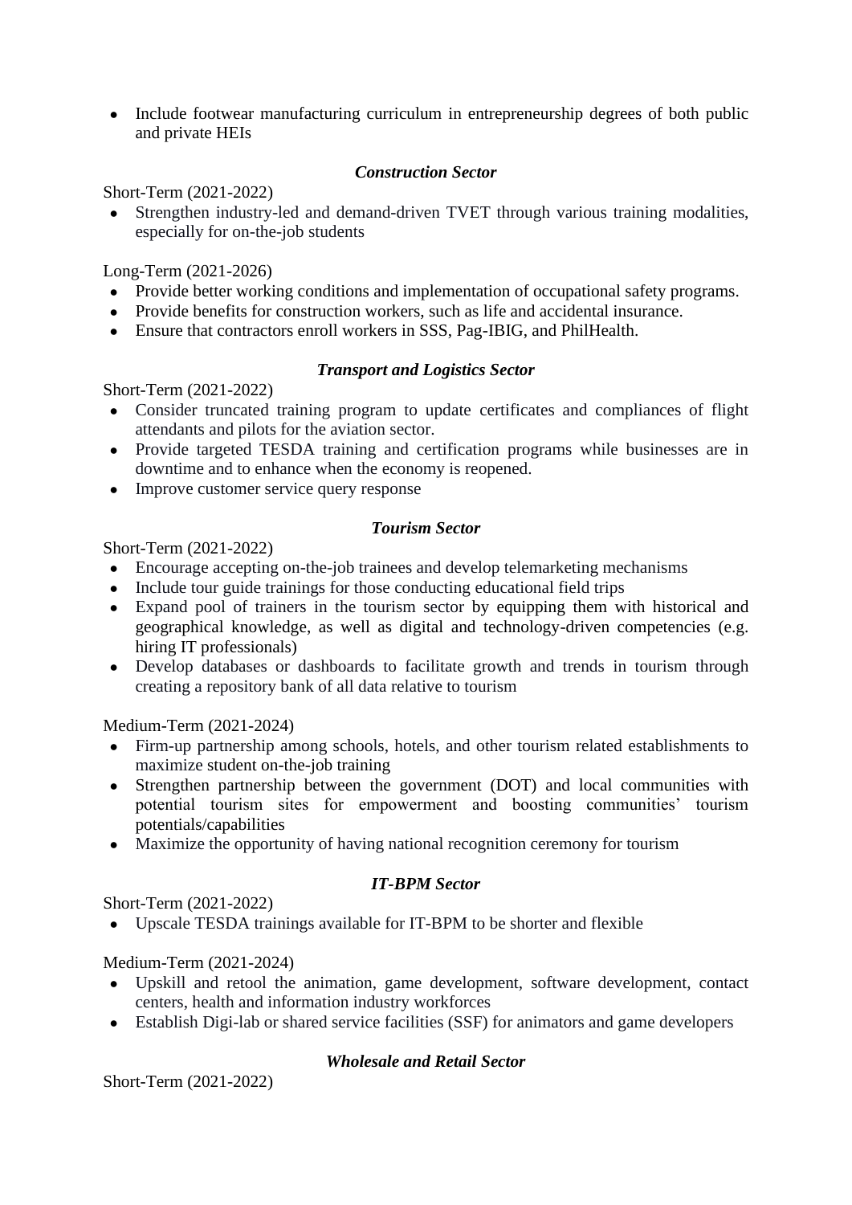- Include footwear manufacturing curriculum in entrepreneurship degrees of both public and private HEIs

***Construction Sector***

Short-Term (2021-2022)

- Strengthen industry-led and demand-driven TVET through various training modalities, especially for on-the-job students

Long-Term (2021-2026)

- Provide better working conditions and implementation of occupational safety programs.
- Provide benefits for construction workers, such as life and accidental insurance.
- Ensure that contractors enroll workers in SSS, Pag-IBIG, and PhilHealth.

***Transport and Logistics Sector***

Short-Term (2021-2022)

- Consider truncated training program to update certificates and compliances of flight attendants and pilots for the aviation sector.
- Provide targeted TESDA training and certification programs while businesses are in downtime and to enhance when the economy is reopened.
- Improve customer service query response

***Tourism Sector***

Short-Term (2021-2022)

- Encourage accepting on-the-job trainees and develop telemarketing mechanisms
- Include tour guide trainings for those conducting educational field trips
- Expand pool of trainers in the tourism sector by equipping them with historical and geographical knowledge, as well as digital and technology-driven competencies (e.g. hiring IT professionals)
- Develop databases or dashboards to facilitate growth and trends in tourism through creating a repository bank of all data relative to tourism

Medium-Term (2021-2024)

- Firm-up partnership among schools, hotels, and other tourism related establishments to maximize student on-the-job training
- Strengthen partnership between the government (DOT) and local communities with potential tourism sites for empowerment and boosting communities' tourism potentials/capabilities
- Maximize the opportunity of having national recognition ceremony for tourism

***IT-BPM Sector***

Short-Term (2021-2022)

- Upscale TESDA trainings available for IT-BPM to be shorter and flexible

Medium-Term (2021-2024)

- Upskill and retool the animation, game development, software development, contact centers, health and information industry workforces
- Establish Digi-lab or shared service facilities (SSF) for animators and game developers

***Wholesale and Retail Sector***

Short-Term (2021-2022)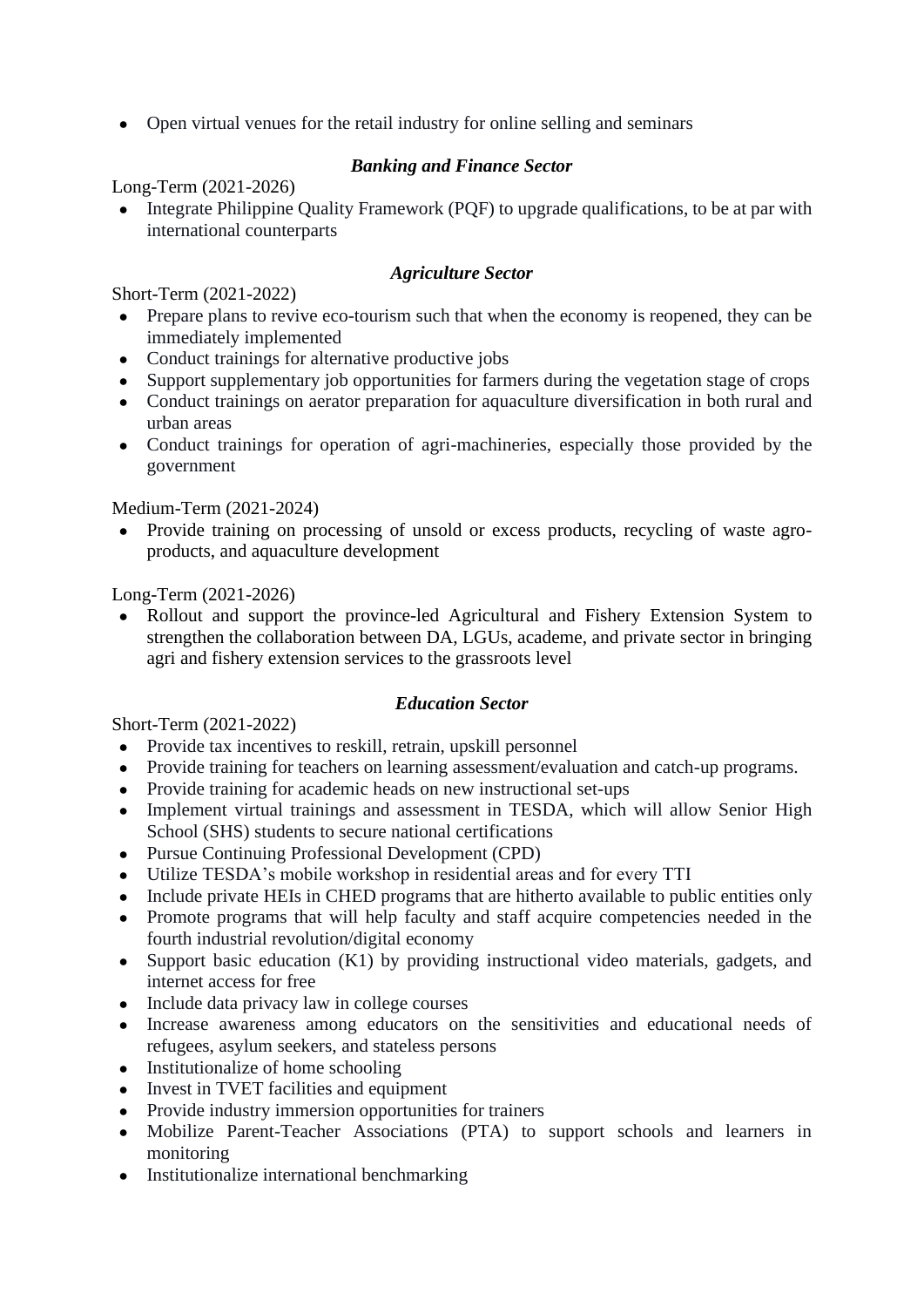- Open virtual venues for the retail industry for online selling and seminars

### *Banking and Finance Sector*

Long-Term (2021-2026)

- Integrate Philippine Quality Framework (PQF) to upgrade qualifications, to be at par with international counterparts

### *Agriculture Sector*

Short-Term (2021-2022)

- Prepare plans to revive eco-tourism such that when the economy is reopened, they can be immediately implemented
- Conduct trainings for alternative productive jobs
- Support supplementary job opportunities for farmers during the vegetation stage of crops
- Conduct trainings on aerator preparation for aquaculture diversification in both rural and urban areas
- Conduct trainings for operation of agri-machineries, especially those provided by the government

Medium-Term (2021-2024)

- Provide training on processing of unsold or excess products, recycling of waste agro-products, and aquaculture development

Long-Term (2021-2026)

- Rollout and support the province-led Agricultural and Fishery Extension System to strengthen the collaboration between DA, LGUs, academe, and private sector in bringing agri and fishery extension services to the grassroots level

### *Education Sector*

Short-Term (2021-2022)

- Provide tax incentives to reskill, retrain, upskill personnel
- Provide training for teachers on learning assessment/evaluation and catch-up programs.
- Provide training for academic heads on new instructional set-ups
- Implement virtual trainings and assessment in TESDA, which will allow Senior High School (SHS) students to secure national certifications
- Pursue Continuing Professional Development (CPD)
- Utilize TESDA's mobile workshop in residential areas and for every TTI
- Include private HEIs in CHED programs that are hitherto available to public entities only
- Promote programs that will help faculty and staff acquire competencies needed in the fourth industrial revolution/digital economy
- Support basic education (K1) by providing instructional video materials, gadgets, and internet access for free
- Include data privacy law in college courses
- Increase awareness among educators on the sensitivities and educational needs of refugees, asylum seekers, and stateless persons
- Institutionalize of home schooling
- Invest in TVET facilities and equipment
- Provide industry immersion opportunities for trainers
- Mobilize Parent-Teacher Associations (PTA) to support schools and learners in monitoring
- Institutionalize international benchmarking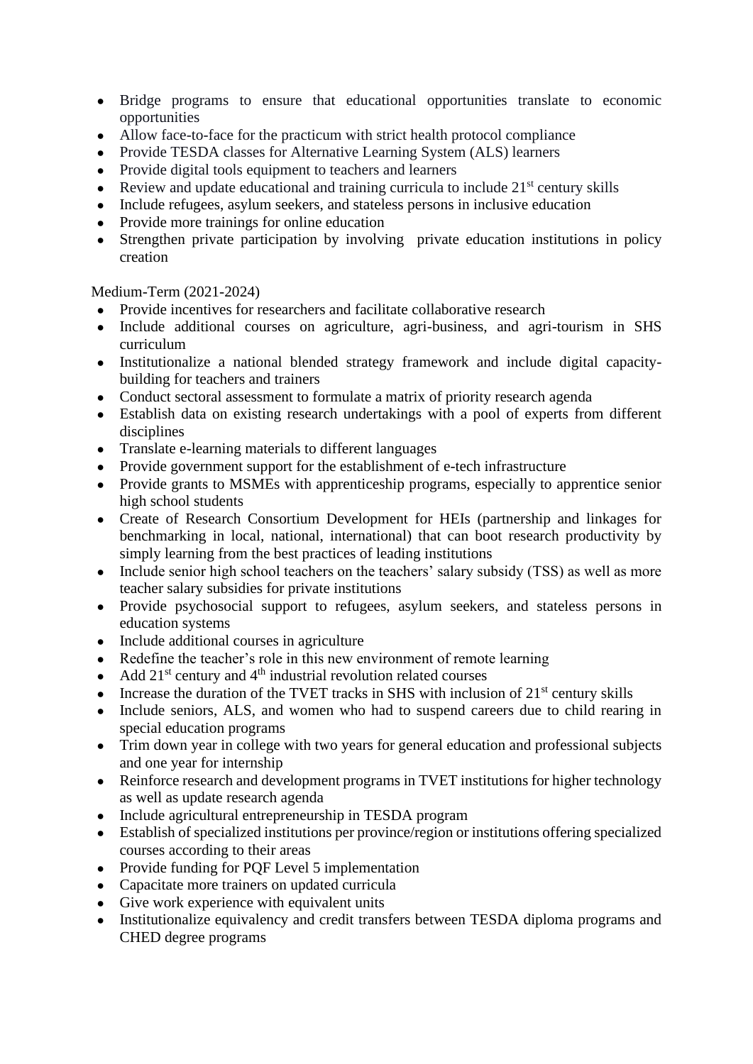- Bridge programs to ensure that educational opportunities translate to economic opportunities
- Allow face-to-face for the practicum with strict health protocol compliance
- Provide TESDA classes for Alternative Learning System (ALS) learners
- Provide digital tools equipment to teachers and learners
- Review and update educational and training curricula to include 21st century skills
- Include refugees, asylum seekers, and stateless persons in inclusive education
- Provide more trainings for online education
- Strengthen private participation by involving private education institutions in policy creation

Medium-Term (2021-2024)

- Provide incentives for researchers and facilitate collaborative research
- Include additional courses on agriculture, agri-business, and agri-tourism in SHS curriculum
- Institutionalize a national blended strategy framework and include digital capacity-building for teachers and trainers
- Conduct sectoral assessment to formulate a matrix of priority research agenda
- Establish data on existing research undertakings with a pool of experts from different disciplines
- Translate e-learning materials to different languages
- Provide government support for the establishment of e-tech infrastructure
- Provide grants to MSMEs with apprenticeship programs, especially to apprentice senior high school students
- Create of Research Consortium Development for HEIs (partnership and linkages for benchmarking in local, national, international) that can boot research productivity by simply learning from the best practices of leading institutions
- Include senior high school teachers on the teachers' salary subsidy (TSS) as well as more teacher salary subsidies for private institutions
- Provide psychosocial support to refugees, asylum seekers, and stateless persons in education systems
- Include additional courses in agriculture
- Redefine the teacher's role in this new environment of remote learning
- Add 21st century and 4th industrial revolution related courses
- Increase the duration of the TVET tracks in SHS with inclusion of 21st century skills
- Include seniors, ALS, and women who had to suspend careers due to child rearing in special education programs
- Trim down year in college with two years for general education and professional subjects and one year for internship
- Reinforce research and development programs in TVET institutions for higher technology as well as update research agenda
- Include agricultural entrepreneurship in TESDA program
- Establish of specialized institutions per province/region or institutions offering specialized courses according to their areas
- Provide funding for PQF Level 5 implementation
- Capacitate more trainers on updated curricula
- Give work experience with equivalent units
- Institutionalize equivalency and credit transfers between TESDA diploma programs and CHED degree programs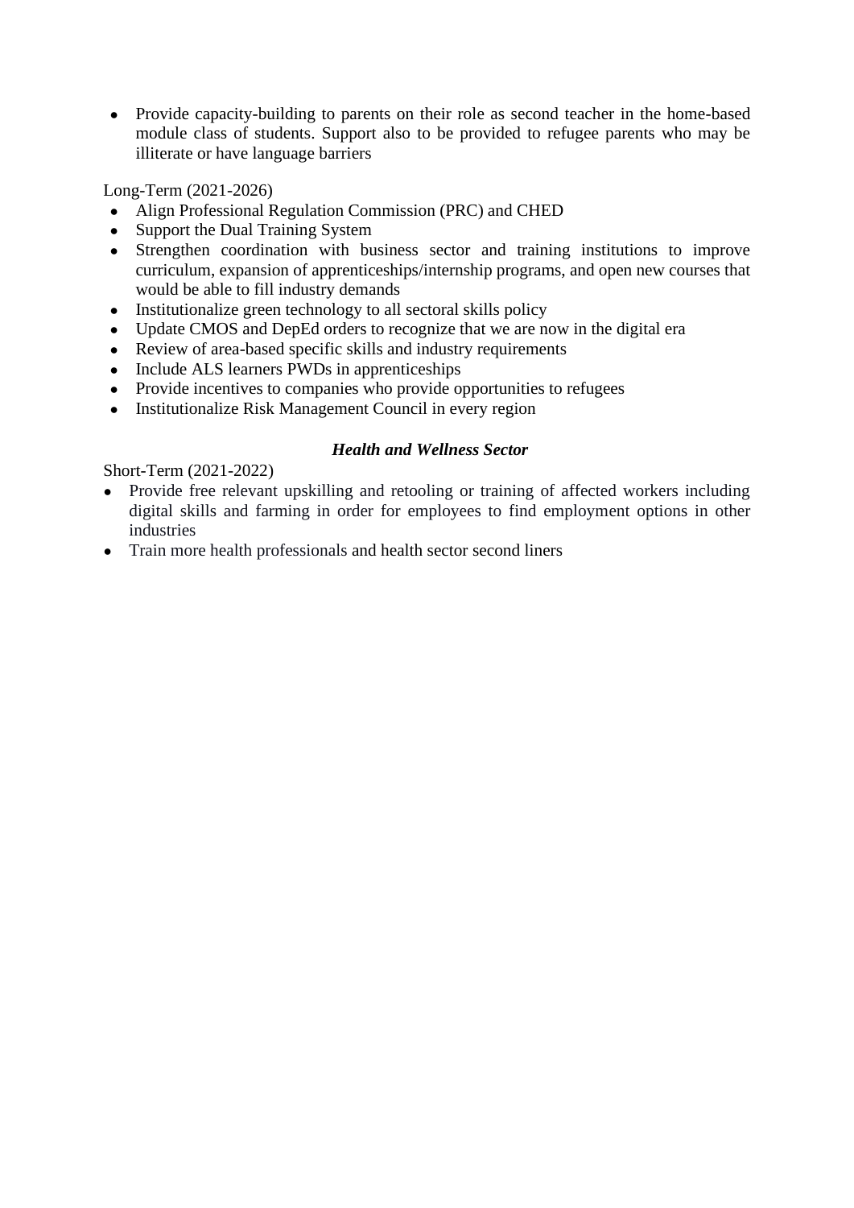- Provide capacity-building to parents on their role as second teacher in the home-based module class of students. Support also to be provided to refugee parents who may be illiterate or have language barriers

Long-Term (2021-2026)

- Align Professional Regulation Commission (PRC) and CHED
- Support the Dual Training System
- Strengthen coordination with business sector and training institutions to improve curriculum, expansion of apprenticeships/internship programs, and open new courses that would be able to fill industry demands
- Institutionalize green technology to all sectoral skills policy
- Update CMOS and DepEd orders to recognize that we are now in the digital era
- Review of area-based specific skills and industry requirements
- Include ALS learners PWDs in apprenticeships
- Provide incentives to companies who provide opportunities to refugees
- Institutionalize Risk Management Council in every region

### ***Health and Wellness Sector***

Short-Term (2021-2022)

- Provide free relevant upskilling and retooling or training of affected workers including digital skills and farming in order for employees to find employment options in other industries
- Train more health professionals and health sector second liners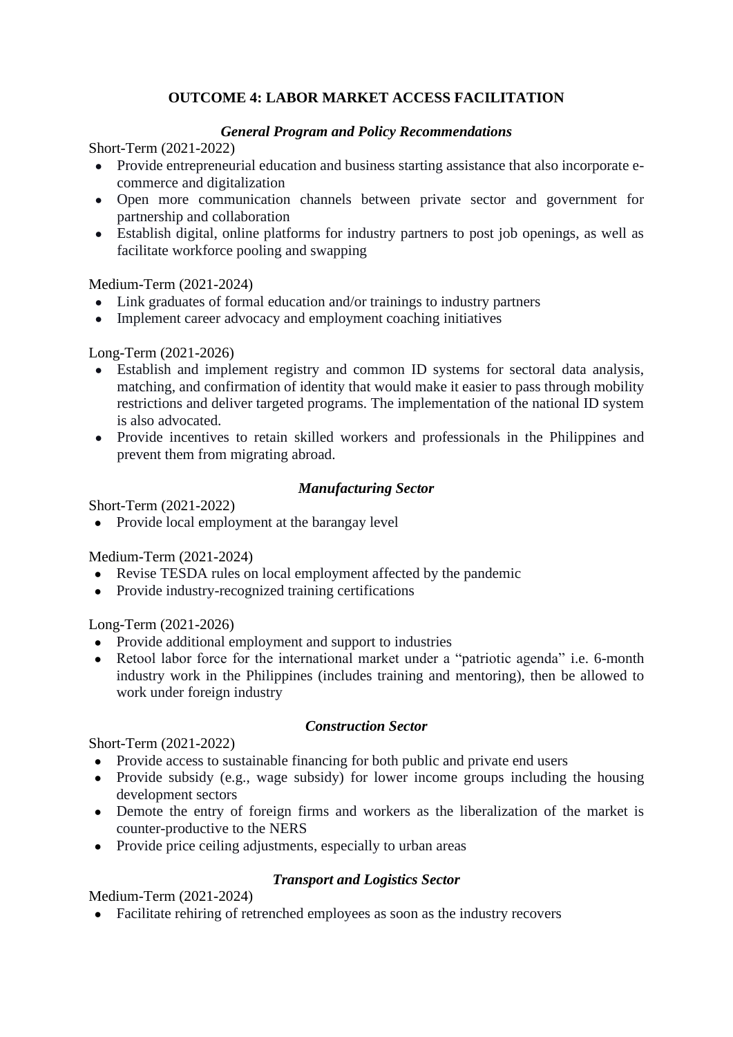## OUTCOME 4: LABOR MARKET ACCESS FACILITATION

### *General Program and Policy Recommendations*

Short-Term (2021-2022)

- Provide entrepreneurial education and business starting assistance that also incorporate e-commerce and digitalization
- Open more communication channels between private sector and government for partnership and collaboration
- Establish digital, online platforms for industry partners to post job openings, as well as facilitate workforce pooling and swapping

Medium-Term (2021-2024)

- Link graduates of formal education and/or trainings to industry partners
- Implement career advocacy and employment coaching initiatives

Long-Term (2021-2026)

- Establish and implement registry and common ID systems for sectoral data analysis, matching, and confirmation of identity that would make it easier to pass through mobility restrictions and deliver targeted programs. The implementation of the national ID system is also advocated.
- Provide incentives to retain skilled workers and professionals in the Philippines and prevent them from migrating abroad.

### *Manufacturing Sector*

Short-Term (2021-2022)

- Provide local employment at the barangay level

Medium-Term (2021-2024)

- Revise TESDA rules on local employment affected by the pandemic
- Provide industry-recognized training certifications

Long-Term (2021-2026)

- Provide additional employment and support to industries
- Retool labor force for the international market under a "patriotic agenda" i.e. 6-month industry work in the Philippines (includes training and mentoring), then be allowed to work under foreign industry

### *Construction Sector*

Short-Term (2021-2022)

- Provide access to sustainable financing for both public and private end users
- Provide subsidy (e.g., wage subsidy) for lower income groups including the housing development sectors
- Demote the entry of foreign firms and workers as the liberalization of the market is counter-productive to the NERS
- Provide price ceiling adjustments, especially to urban areas

### *Transport and Logistics Sector*

Medium-Term (2021-2024)

- Facilitate rehiring of retrenched employees as soon as the industry recovers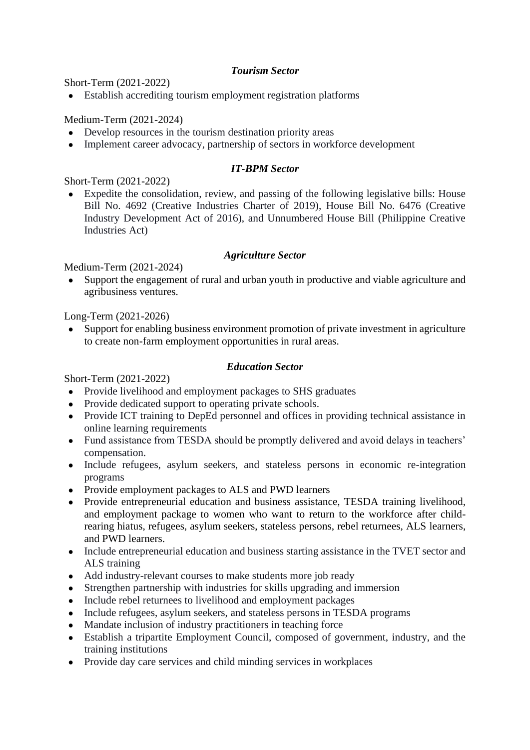### *Tourism Sector*

Short-Term (2021-2022)

- Establish accrediting tourism employment registration platforms

Medium-Term (2021-2024)

- Develop resources in the tourism destination priority areas
- Implement career advocacy, partnership of sectors in workforce development

### *IT-BPM Sector*

Short-Term (2021-2022)

- Expedite the consolidation, review, and passing of the following legislative bills: House Bill No. 4692 (Creative Industries Charter of 2019), House Bill No. 6476 (Creative Industry Development Act of 2016), and Unnumbered House Bill (Philippine Creative Industries Act)

### *Agriculture Sector*

Medium-Term (2021-2024)

- Support the engagement of rural and urban youth in productive and viable agriculture and agribusiness ventures.

Long-Term (2021-2026)

- Support for enabling business environment promotion of private investment in agriculture to create non-farm employment opportunities in rural areas.

### *Education Sector*

Short-Term (2021-2022)

- Provide livelihood and employment packages to SHS graduates
- Provide dedicated support to operating private schools.
- Provide ICT training to DepEd personnel and offices in providing technical assistance in online learning requirements
- Fund assistance from TESDA should be promptly delivered and avoid delays in teachers' compensation.
- Include refugees, asylum seekers, and stateless persons in economic re-integration programs
- Provide employment packages to ALS and PWD learners
- Provide entrepreneurial education and business assistance, TESDA training livelihood, and employment package to women who want to return to the workforce after child-rearing hiatus, refugees, asylum seekers, stateless persons, rebel returnees, ALS learners, and PWD learners.
- Include entrepreneurial education and business starting assistance in the TVET sector and ALS training
- Add industry-relevant courses to make students more job ready
- Strengthen partnership with industries for skills upgrading and immersion
- Include rebel returnees to livelihood and employment packages
- Include refugees, asylum seekers, and stateless persons in TESDA programs
- Mandate inclusion of industry practitioners in teaching force
- Establish a tripartite Employment Council, composed of government, industry, and the training institutions
- Provide day care services and child minding services in workplaces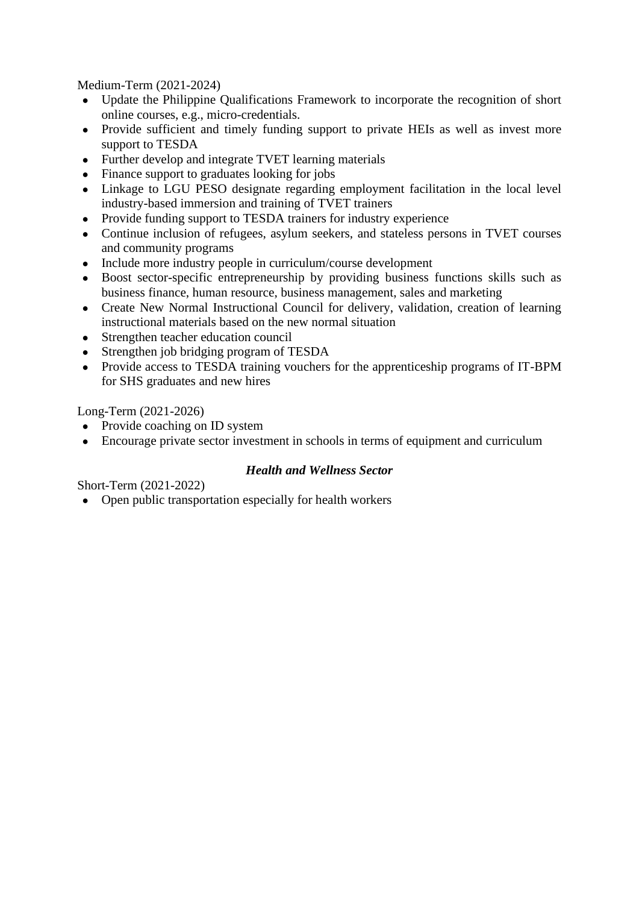Medium-Term (2021-2024)

- Update the Philippine Qualifications Framework to incorporate the recognition of short online courses, e.g., micro-credentials.
- Provide sufficient and timely funding support to private HEIs as well as invest more support to TESDA
- Further develop and integrate TVET learning materials
- Finance support to graduates looking for jobs
- Linkage to LGU PESO designate regarding employment facilitation in the local level industry-based immersion and training of TVET trainers
- Provide funding support to TESDA trainers for industry experience
- Continue inclusion of refugees, asylum seekers, and stateless persons in TVET courses and community programs
- Include more industry people in curriculum/course development
- Boost sector-specific entrepreneurship by providing business functions skills such as business finance, human resource, business management, sales and marketing
- Create New Normal Instructional Council for delivery, validation, creation of learning instructional materials based on the new normal situation
- Strengthen teacher education council
- Strengthen job bridging program of TESDA
- Provide access to TESDA training vouchers for the apprenticeship programs of IT-BPM for SHS graduates and new hires

Long-Term (2021-2026)

- Provide coaching on ID system
- Encourage private sector investment in schools in terms of equipment and curriculum

### ***Health and Wellness Sector***

Short-Term (2021-2022)

- Open public transportation especially for health workers